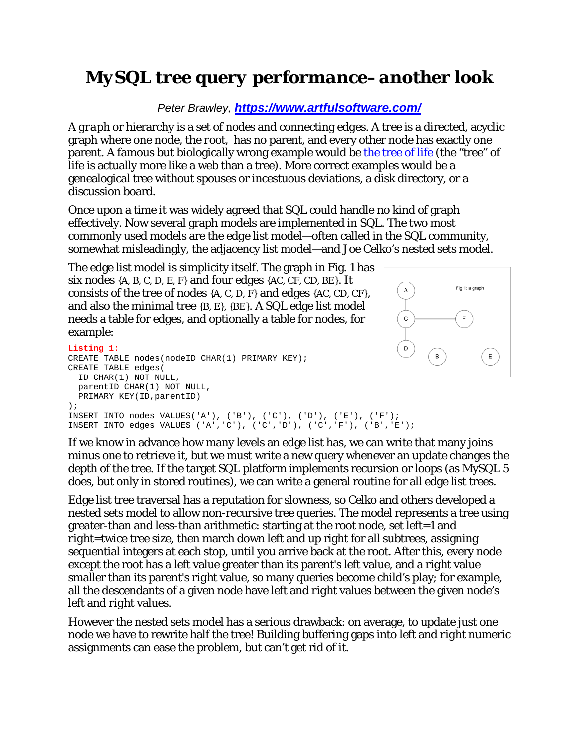# *MySQL tree query performance– another look*

*Peter Brawley, **https://www.artfulsoftware.com/***

A *graph* or hierarchy is a set of nodes and connecting edges. A *tree* is a directed, acyclic graph where one node, the root, has no parent, and every other node has exactly one parent. A famous but biologically wrong example would be the tree of life (the "tree" of life is actually more like a web than a tree). More correct examples would be a genealogical tree without spouses or incestuous deviations, a disk directory, or a discussion board.

Once upon a time it was widely agreed that SQL could handle no kind of graph effectively. Now several graph models are implemented in SQL. The two most commonly used models are the edge list model—often called in the SQL community, somewhat misleadingly, the adjacency list model—and Joe Celko's nested sets model.

The edge list model is simplicity itself. The graph in Fig. 1 has six nodes {A, B, C, D, E, F} and four edges {AC, CF, CD, BE}. It consists of the tree of nodes {A, C, D, F} and edges {AC, CD, CF}, and also the minimal tree {B, E}, {BE}. A SQL edge list model needs a table for edges, and optionally a table for nodes, for example:

Fig 1: a graph

A

C

F

D

B

E

**Listing 1:**

```
CREATE TABLE nodes(nodeID CHAR(1) PRIMARY KEY);
CREATE TABLE edges(
  ID CHAR(1) NOT NULL,
  parentID CHAR(1) NOT NULL,
  PRIMARY KEY(ID,parentID)
);
INSERT INTO nodes VALUES('A'), ('B'), ('C'), ('D'), ('E'), ('F');
INSERT INTO edges VALUES ('A','C'), ('C','D'), ('C','F'), ('B','E');
```

If we know in advance how many levels an edge list has, we can write that many joins minus one to retrieve it, but we must write a new query whenever an update changes the depth of the tree. If the target SQL platform implements recursion or loops (as MySQL 5 does, but only in stored routines), we can write a general routine for all edge list trees.

Edge list tree traversal has a reputation for slowness, so Celko and others developed a nested sets model to allow non-recursive tree queries. The model represents a tree using greater-than and less-than arithmetic: starting at the root node, set left=1 and right=twice tree size, then march down left and up right for all subtrees, assigning sequential integers at each stop, until you arrive back at the root. After this, every node except the root has a left value greater than its parent's left value, and a right value smaller than its parent's right value, so many queries become child's play; for example, all the descendants of a given node have left and right values between the given node's left and right values.

However the nested sets model has a serious drawback: on average, to update just one node we have to rewrite half the tree! Building buffering gaps into left and right numeric assignments can ease the problem, but can't get rid of it.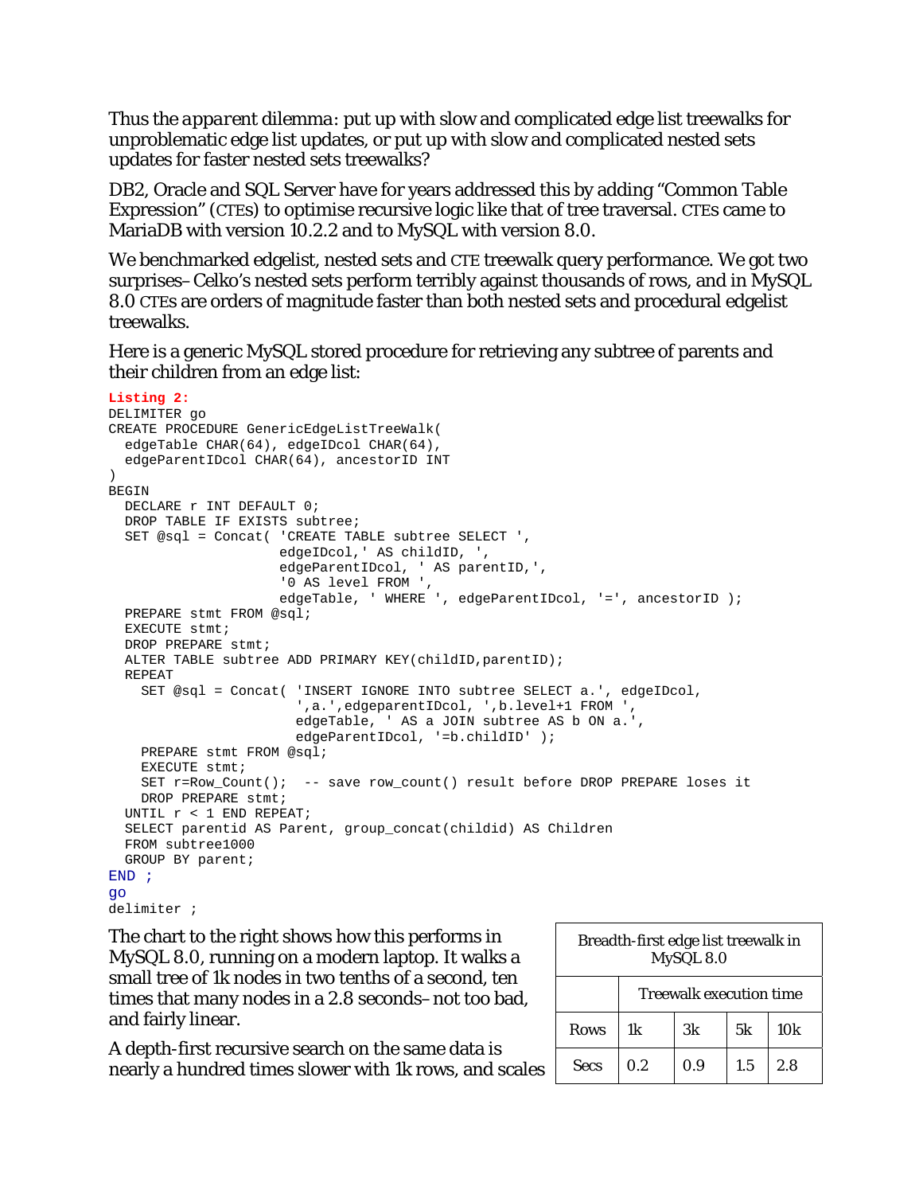Thus the *apparent dilemma*: put up with slow and complicated edge list treewalks for unproblematic edge list updates, or put up with slow and complicated nested sets updates for faster nested sets treewalks?

DB2, Oracle and SQL Server have for years addressed this by adding "Common Table Expression" (CTEs) to optimise recursive logic like that of tree traversal. CTEs came to MariaDB with version 10.2.2 and to MySQL with version 8.0.

We benchmarked edgelist, nested sets and CTE treewalk query performance. We got two surprises–Celko's nested sets perform terribly against thousands of rows, and in MySQL 8.0 CTEs are orders of magnitude faster than both nested sets and procedural edgelist treewalks.

Here is a generic MySQL stored procedure for retrieving any subtree of parents and their children from an edge list:

**Listing 2:**

```
DELIMITER go
CREATE PROCEDURE GenericEdgeListTreeWalk(
  edgeTable CHAR(64), edgeIDcol CHAR(64),
  edgeParentIDcol CHAR(64), ancestorID INT
)
BEGIN
  DECLARE r INT DEFAULT 0;
  DROP TABLE IF EXISTS subtree;
  SET @sql = Concat( 'CREATE TABLE subtree SELECT ',
                     edgeIDcol,' AS childID, ',
                     edgeParentIDcol, ' AS parentID,',
                     '0 AS level FROM ',
                     edgeTable, ' WHERE ', edgeParentIDcol, '=', ancestorID );
  PREPARE stmt FROM @sql;
  EXECUTE stmt;
  DROP PREPARE stmt;
  ALTER TABLE subtree ADD PRIMARY KEY(childID,parentID);
  REPEAT
    SET @sql = Concat( 'INSERT IGNORE INTO subtree SELECT a.', edgeIDcol,
                       ',a.',edgeparentIDcol, ',b.level+1 FROM ',
                       edgeTable, ' AS a JOIN subtree AS b ON a.',
                       edgeParentIDcol, '=b.childID' );
    PREPARE stmt FROM @sql;
    EXECUTE stmt;
    SET r=Row_Count();  -- save row_count() result before DROP PREPARE loses it
    DROP PREPARE stmt;
  UNTIL r < 1 END REPEAT;
  SELECT parentid AS Parent, group_concat(childid) AS Children
  FROM subtree1000
  GROUP BY parent;
END ;
go
delimiter ;
```

The chart to the right shows how this performs in MySQL 8.0, running on a modern laptop. It walks a small tree of 1k nodes in two tenths of a second, ten times that many nodes in a 2.8 seconds–not too bad, and fairly linear.

| Breadth-first edge list treewalk in MySQL 8.0 | | | | |
|---|---|---|---|---|
| | Treewalk execution time | | | |
| Rows | 1k | 3k | 5k | 10k |
| Secs | 0.2 | 0.9 | 1.5 | 2.8 |

A depth-first recursive search on the same data is nearly a hundred times slower with 1k rows, and scales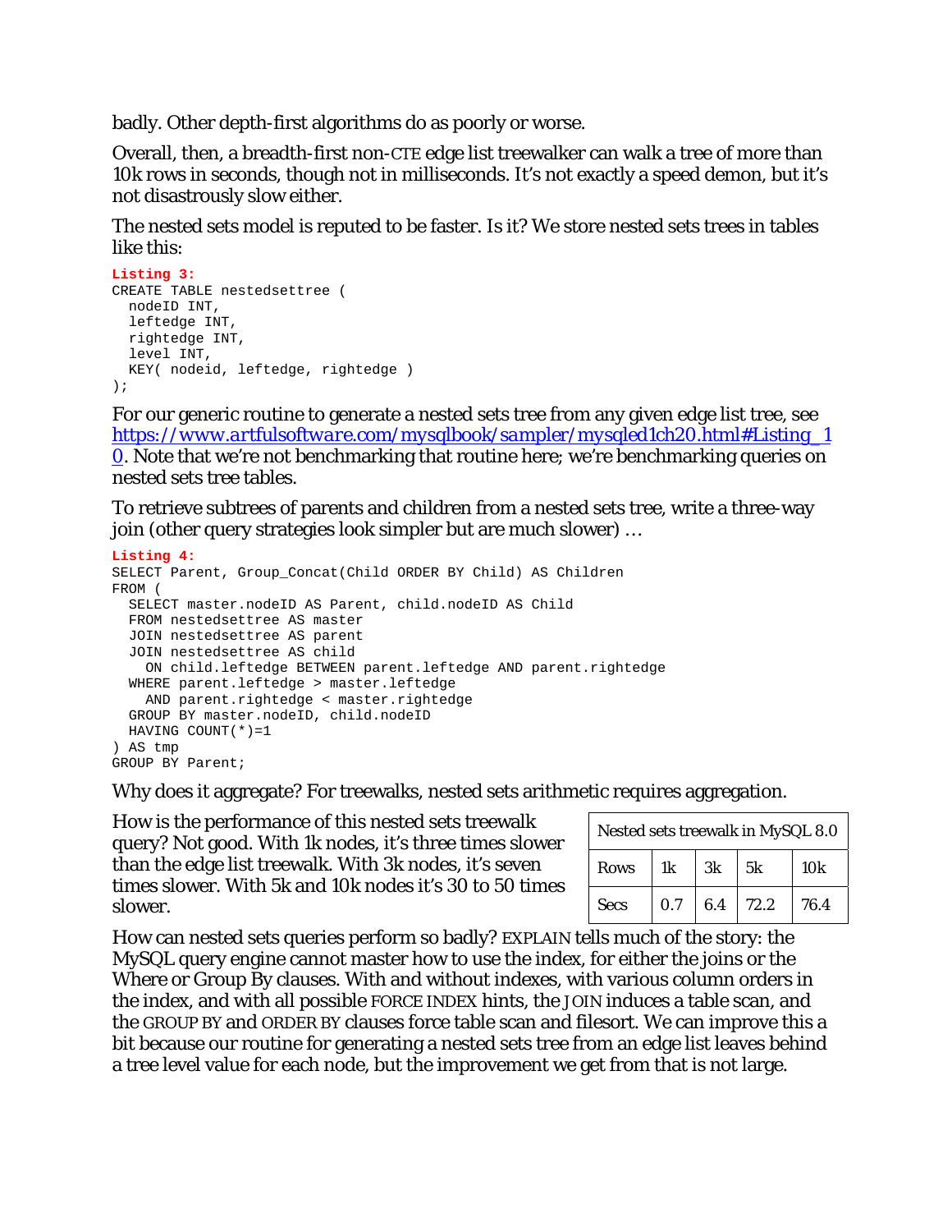badly. Other depth-first algorithms do as poorly or worse.

Overall, then, a breadth-first non-CTE edge list treewalker can walk a tree of more than 10k rows in seconds, though not in milliseconds. It's not exactly a speed demon, but it's not disastrously slow either.

The nested sets model is reputed to be faster. Is it? We store nested sets trees in tables like this:

**Listing 3:**
```
CREATE TABLE nestedsettree (
  nodeID INT,
  leftedge INT,
  rightedge INT,
  level INT,
  KEY( nodeid, leftedge, rightedge )
);
```

For our generic routine to generate a nested sets tree from any given edge list tree, see [https://www.artfulsoftware.com/mysqlbook/sampler/mysqled1ch20.html#Listing_10](https://www.artfulsoftware.com/mysqlbook/sampler/mysqled1ch20.html#Listing_10). Note that we're not benchmarking that routine here; we're benchmarking queries on nested sets tree tables.

To retrieve subtrees of parents and children from a nested sets tree, write a three-way join (other query strategies look simpler but are much slower) …

**Listing 4:**
```
SELECT Parent, Group_Concat(Child ORDER BY Child) AS Children
FROM (
  SELECT master.nodeID AS Parent, child.nodeID AS Child
  FROM nestedsettree AS master
  JOIN nestedsettree AS parent
  JOIN nestedsettree AS child
    ON child.leftedge BETWEEN parent.leftedge AND parent.rightedge
  WHERE parent.leftedge > master.leftedge
    AND parent.rightedge < master.rightedge
  GROUP BY master.nodeID, child.nodeID
  HAVING COUNT(*)=1
) AS tmp
GROUP BY Parent;
```

Why does it aggregate? For treewalks, nested sets arithmetic requires aggregation.

How is the performance of this nested sets treewalk query? Not good. With 1k nodes, it's three times slower than the edge list treewalk. With 3k nodes, it's seven times slower. With 5k and 10k nodes it's 30 to 50 times slower.

| Nested sets treewalk in MySQL 8.0 | | | | |
|---|---|---|---|---|
| Rows | 1k | 3k | 5k | 10k |
| Secs | 0.7 | 6.4 | 72.2 | 76.4 |

How can nested sets queries perform so badly? EXPLAIN tells much of the story: the MySQL query engine cannot master how to use the index, for either the joins or the Where or Group By clauses. With and without indexes, with various column orders in the index, and with all possible FORCE INDEX hints, the JOIN induces a table scan, and the GROUP BY and ORDER BY clauses force table scan and filesort. We can improve this a bit because our routine for generating a nested sets tree from an edge list leaves behind a tree level value for each node, but the improvement we get from that is not large.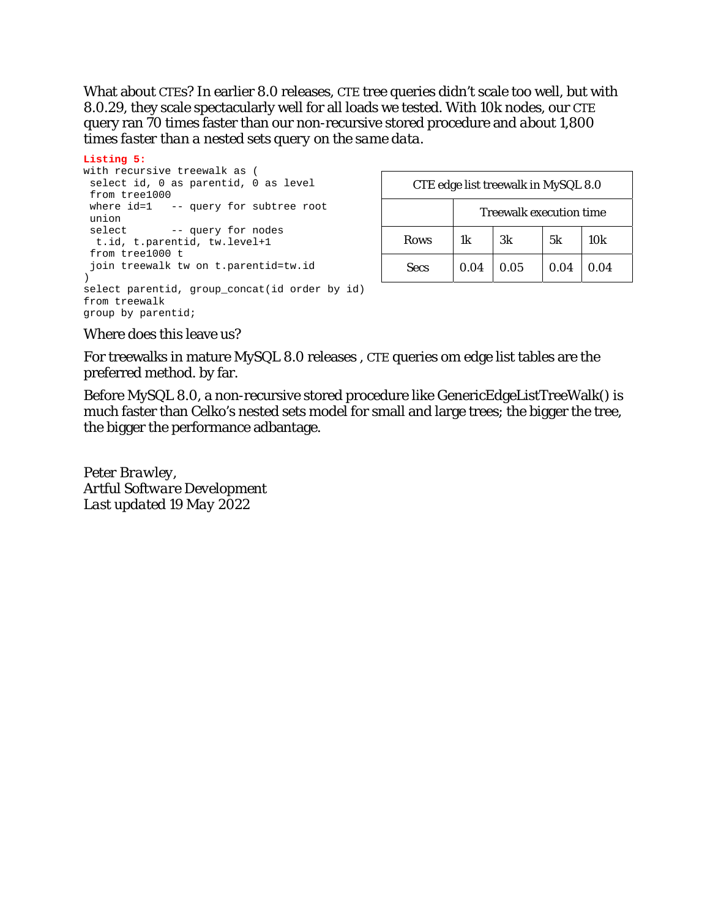What about CTEs? In earlier 8.0 releases, CTE tree queries didn't scale too well, but with 8.0.29, they scale spectacularly well for all loads we tested. With 10k nodes, our CTE query ran 70 times faster than our non-recursive stored procedure and *about 1,800 times faster than a nested sets query on the same data.*

**Listing 5:**

```
with recursive treewalk as (
 select id, 0 as parentid, 0 as level
 from tree1000
 where id=1   -- query for subtree root
 union
 select       -- query for nodes
  t.id, t.parentid, tw.level+1
 from tree1000 t
 join treewalk tw on t.parentid=tw.id
)
select parentid, group_concat(id order by id)
from treewalk
group by parentid;
```

| CTE edge list treewalk in MySQL 8.0 | | | | |
|---|---|---|---|---|
| | Treewalk execution time | | | |
| Rows | 1k | 3k | 5k | 10k |
| Secs | 0.04 | 0.05 | 0.04 | 0.04 |

Where does this leave us?

For treewalks in mature MySQL 8.0 releases , CTE queries om edge list tables are the preferred method. by far.

Before MySQL 8.0, a non-recursive stored procedure like GenericEdgeListTreeWalk() is much faster than Celko's nested sets model for small and large trees; the bigger the tree, the bigger the performance adbantage.

*Peter Brawley,*
*Artful Software Development*
*Last updated 19 May 2022*